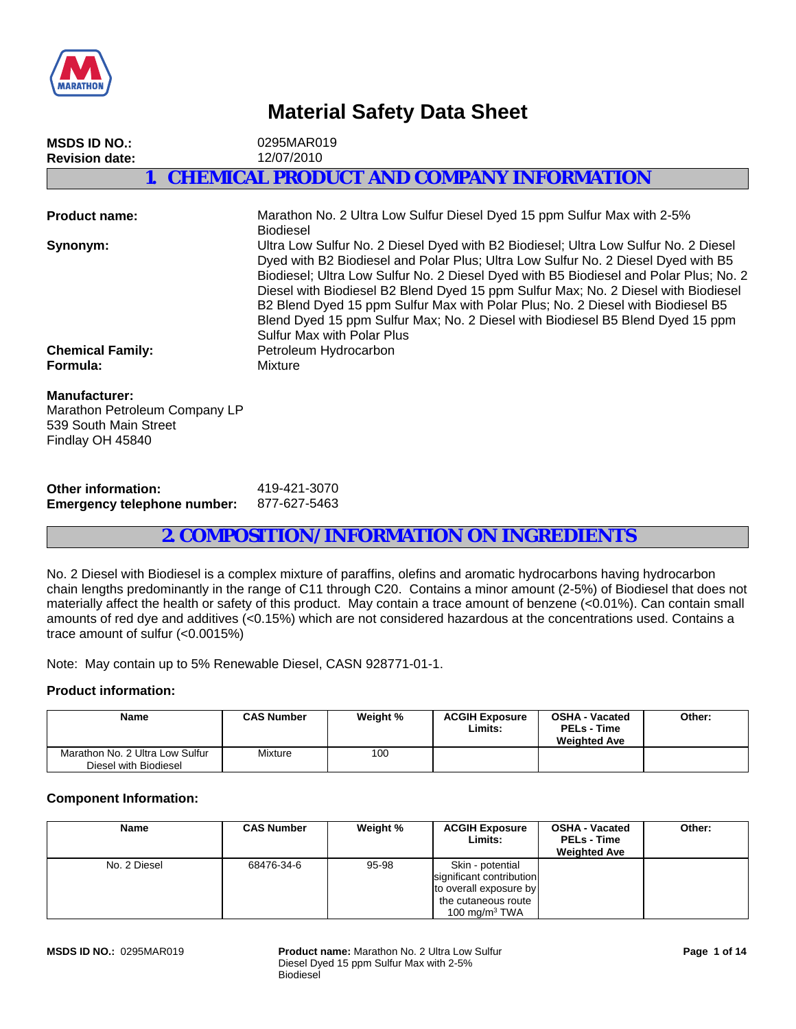# Material Safety Data Sheet

**MSDS ID NO.:** 0295MAR019
**Revision date:** 12/07/2010

## 1. CHEMICAL PRODUCT AND COMPANY INFORMATION

**Product name:** Marathon No. 2 Ultra Low Sulfur Diesel Dyed 15 ppm Sulfur Max with 2-5% Biodiesel

**Synonym:** Ultra Low Sulfur No. 2 Diesel Dyed with B2 Biodiesel; Ultra Low Sulfur No. 2 Diesel Dyed with B2 Biodiesel and Polar Plus; Ultra Low Sulfur No. 2 Diesel Dyed with B5 Biodiesel; Ultra Low Sulfur No. 2 Diesel Dyed with B5 Biodiesel and Polar Plus; No. 2 Diesel with Biodiesel B2 Blend Dyed 15 ppm Sulfur Max; No. 2 Diesel with Biodiesel B2 Blend Dyed 15 ppm Sulfur Max with Polar Plus; No. 2 Diesel with Biodiesel B5 Blend Dyed 15 ppm Sulfur Max; No. 2 Diesel with Biodiesel B5 Blend Dyed 15 ppm Sulfur Max with Polar Plus

**Chemical Family:** Petroleum Hydrocarbon

**Formula:** Mixture

**Manufacturer:**
Marathon Petroleum Company LP
539 South Main Street
Findlay OH 45840

**Other information:** 419-421-3070
**Emergency telephone number:** 877-627-5463

## 2. COMPOSITION/INFORMATION ON INGREDIENTS

No. 2 Diesel with Biodiesel is a complex mixture of paraffins, olefins and aromatic hydrocarbons having hydrocarbon chain lengths predominantly in the range of C11 through C20. Contains a minor amount (2-5%) of Biodiesel that does not materially affect the health or safety of this product. May contain a trace amount of benzene (<0.01%). Can contain small amounts of red dye and additives (<0.15%) which are not considered hazardous at the concentrations used. Contains a trace amount of sulfur (<0.0015%)

Note: May contain up to 5% Renewable Diesel, CASN 928771-01-1.

### Product information:

| Name | CAS Number | Weight % | ACGIH Exposure Limits: | OSHA - Vacated PELs - Time Weighted Ave | Other: |
|---|---|---|---|---|---|
| Marathon No. 2 Ultra Low Sulfur Diesel with Biodiesel | Mixture | 100 | | | |

### Component Information:

| Name | CAS Number | Weight % | ACGIH Exposure Limits: | OSHA - Vacated PELs - Time Weighted Ave | Other: |
|---|---|---|---|---|---|
| No. 2 Diesel | 68476-34-6 | 95-98 | Skin - potential significant contribution to overall exposure by the cutaneous route 100 mg/m$^3$ TWA | | |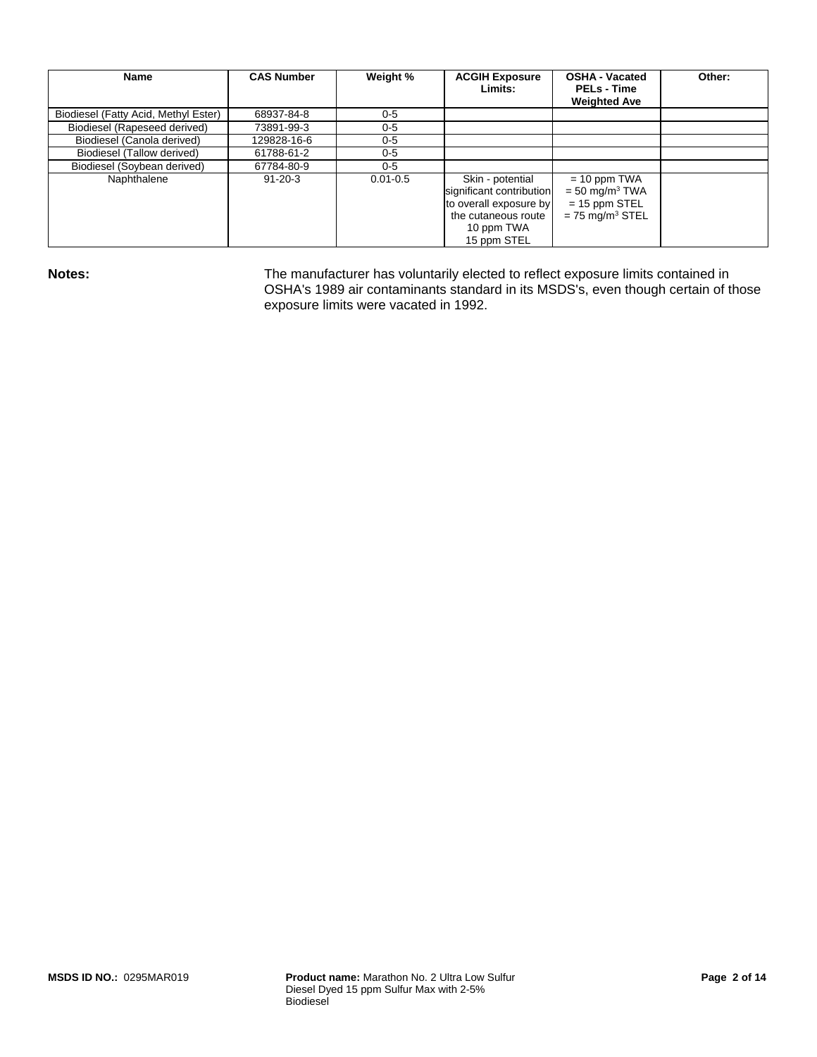| Name | CAS Number | Weight % | ACGIH Exposure Limits: | OSHA - Vacated PELs - Time Weighted Ave | Other: |
|---|---|---|---|---|---|
| Biodiesel (Fatty Acid, Methyl Ester) | 68937-84-8 | 0-5 | | | |
| Biodiesel (Rapeseed derived) | 73891-99-3 | 0-5 | | | |
| Biodiesel (Canola derived) | 129828-16-6 | 0-5 | | | |
| Biodiesel (Tallow derived) | 61788-61-2 | 0-5 | | | |
| Biodiesel (Soybean derived) | 67784-80-9 | 0-5 | | | |
| Naphthalene | 91-20-3 | 0.01-0.5 | Skin - potential significant contribution to overall exposure by the cutaneous route 10 ppm TWA 15 ppm STEL | = 10 ppm TWA = 50 mg/m$^3$ TWA = 15 ppm STEL = 75 mg/m$^3$ STEL | |

**Notes:** The manufacturer has voluntarily elected to reflect exposure limits contained in OSHA's 1989 air contaminants standard in its MSDS's, even though certain of those exposure limits were vacated in 1992.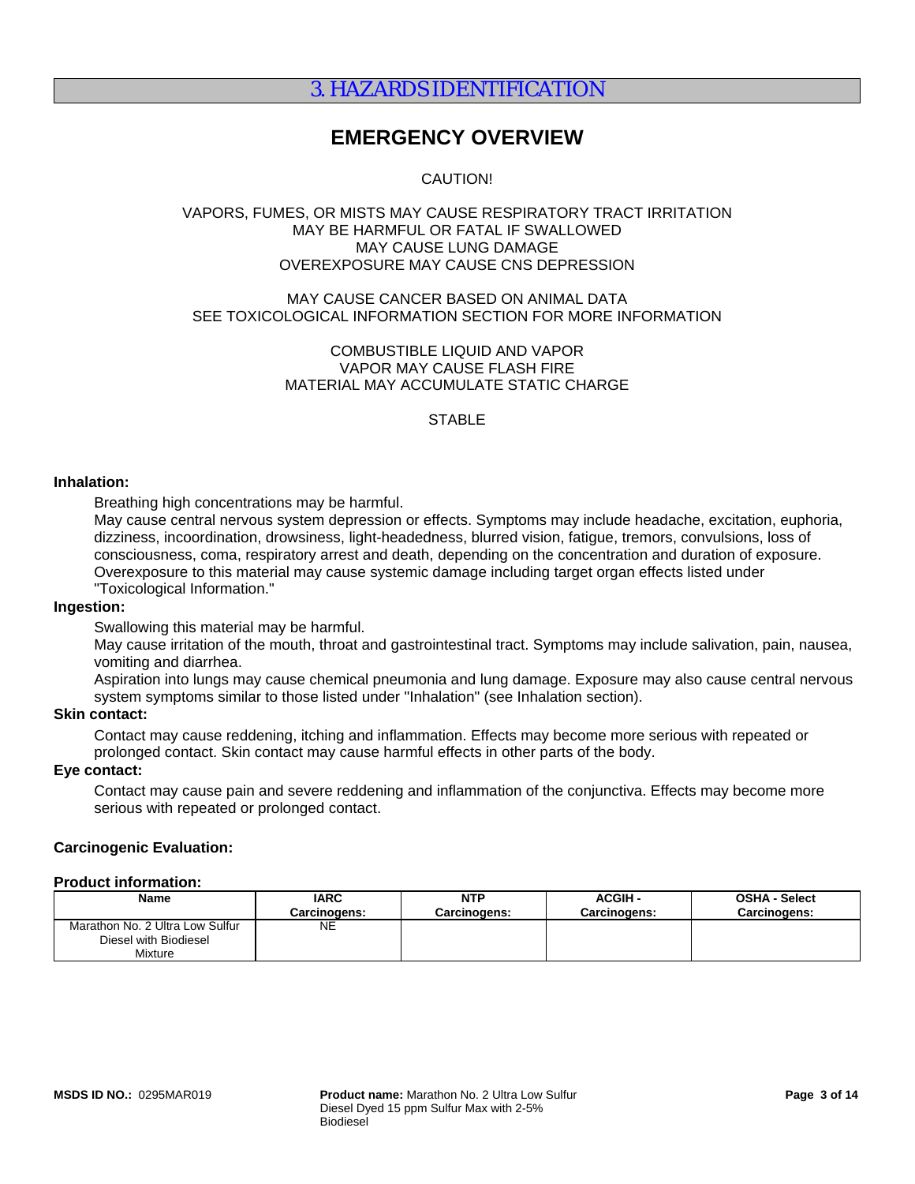# 3. HAZARDS IDENTIFICATION

## EMERGENCY OVERVIEW

CAUTION!

VAPORS, FUMES, OR MISTS MAY CAUSE RESPIRATORY TRACT IRRITATION
MAY BE HARMFUL OR FATAL IF SWALLOWED
MAY CAUSE LUNG DAMAGE
OVEREXPOSURE MAY CAUSE CNS DEPRESSION

MAY CAUSE CANCER BASED ON ANIMAL DATA
SEE TOXICOLOGICAL INFORMATION SECTION FOR MORE INFORMATION

COMBUSTIBLE LIQUID AND VAPOR
VAPOR MAY CAUSE FLASH FIRE
MATERIAL MAY ACCUMULATE STATIC CHARGE

STABLE

**Inhalation:**

Breathing high concentrations may be harmful.
May cause central nervous system depression or effects. Symptoms may include headache, excitation, euphoria, dizziness, incoordination, drowsiness, light-headedness, blurred vision, fatigue, tremors, convulsions, loss of consciousness, coma, respiratory arrest and death, depending on the concentration and duration of exposure.
Overexposure to this material may cause systemic damage including target organ effects listed under "Toxicological Information."

**Ingestion:**

Swallowing this material may be harmful.
May cause irritation of the mouth, throat and gastrointestinal tract. Symptoms may include salivation, pain, nausea, vomiting and diarrhea.
Aspiration into lungs may cause chemical pneumonia and lung damage. Exposure may also cause central nervous system symptoms similar to those listed under "Inhalation" (see Inhalation section).

**Skin contact:**

Contact may cause reddening, itching and inflammation. Effects may become more serious with repeated or prolonged contact. Skin contact may cause harmful effects in other parts of the body.

**Eye contact:**

Contact may cause pain and severe reddening and inflammation of the conjunctiva. Effects may become more serious with repeated or prolonged contact.

**Carcinogenic Evaluation:**

**Product information:**

| Name | IARC Carcinogens: | NTP Carcinogens: | ACGIH - Carcinogens: | OSHA - Select Carcinogens: |
|---|---|---|---|---|
| Marathon No. 2 Ultra Low Sulfur Diesel with Biodiesel Mixture | NE | | | |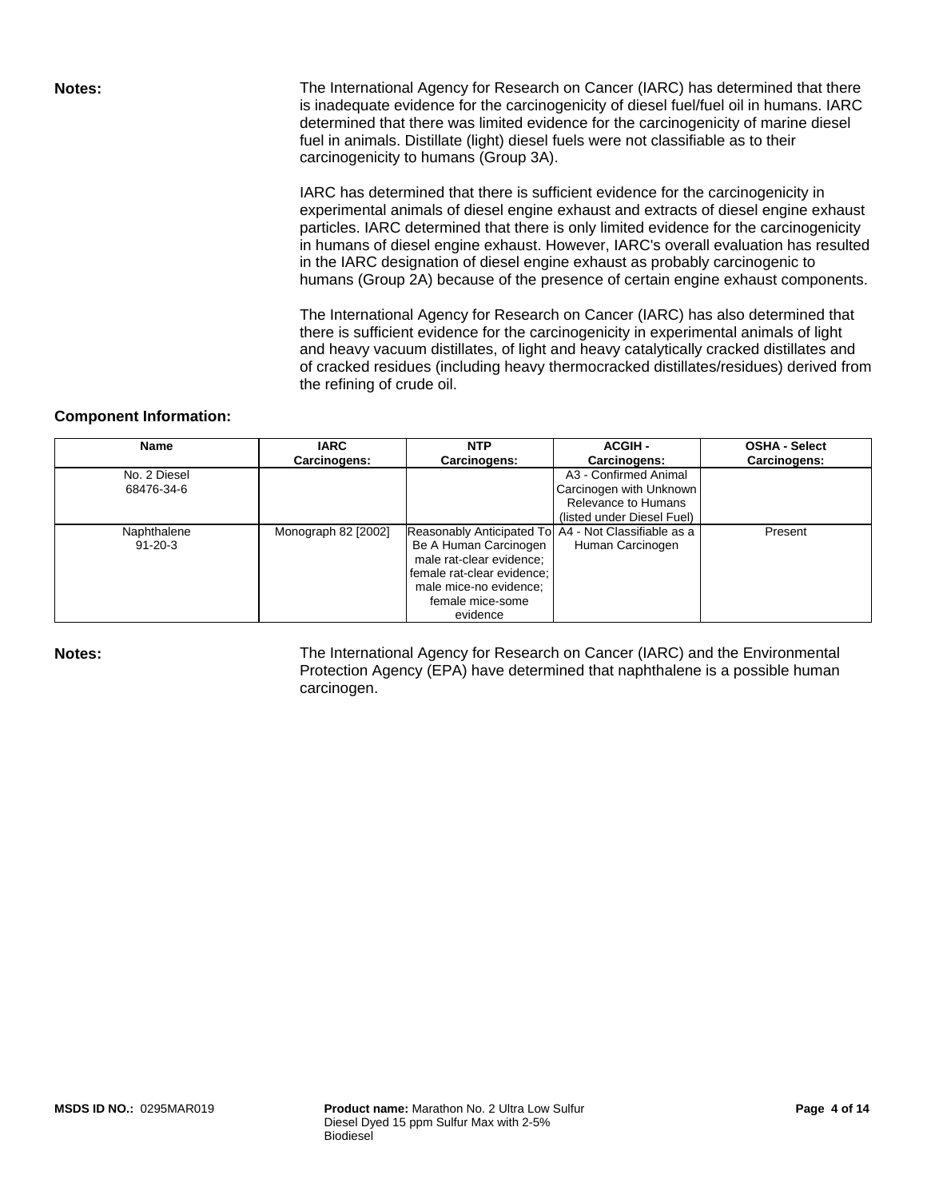**Notes:**

The International Agency for Research on Cancer (IARC) has determined that there is inadequate evidence for the carcinogenicity of diesel fuel/fuel oil in humans. IARC determined that there was limited evidence for the carcinogenicity of marine diesel fuel in animals. Distillate (light) diesel fuels were not classifiable as to their carcinogenicity to humans (Group 3A).

IARC has determined that there is sufficient evidence for the carcinogenicity in experimental animals of diesel engine exhaust and extracts of diesel engine exhaust particles. IARC determined that there is only limited evidence for the carcinogenicity in humans of diesel engine exhaust. However, IARC's overall evaluation has resulted in the IARC designation of diesel engine exhaust as probably carcinogenic to humans (Group 2A) because of the presence of certain engine exhaust components.

The International Agency for Research on Cancer (IARC) has also determined that there is sufficient evidence for the carcinogenicity in experimental animals of light and heavy vacuum distillates, of light and heavy catalytically cracked distillates and of cracked residues (including heavy thermocracked distillates/residues) derived from the refining of crude oil.

**Component Information:**

| Name | IARC Carcinogens: | NTP Carcinogens: | ACGIH - Carcinogens: | OSHA - Select Carcinogens: |
|---|---|---|---|---|
| No. 2 Diesel 68476-34-6 | | | A3 - Confirmed Animal Carcinogen with Unknown Relevance to Humans (listed under Diesel Fuel) | |
| Naphthalene 91-20-3 | Monograph 82 [2002] | Reasonably Anticipated To Be A Human Carcinogen male rat-clear evidence; female rat-clear evidence; male mice-no evidence; female mice-some evidence | A4 - Not Classifiable as a Human Carcinogen | Present |

**Notes:**

The International Agency for Research on Cancer (IARC) and the Environmental Protection Agency (EPA) have determined that naphthalene is a possible human carcinogen.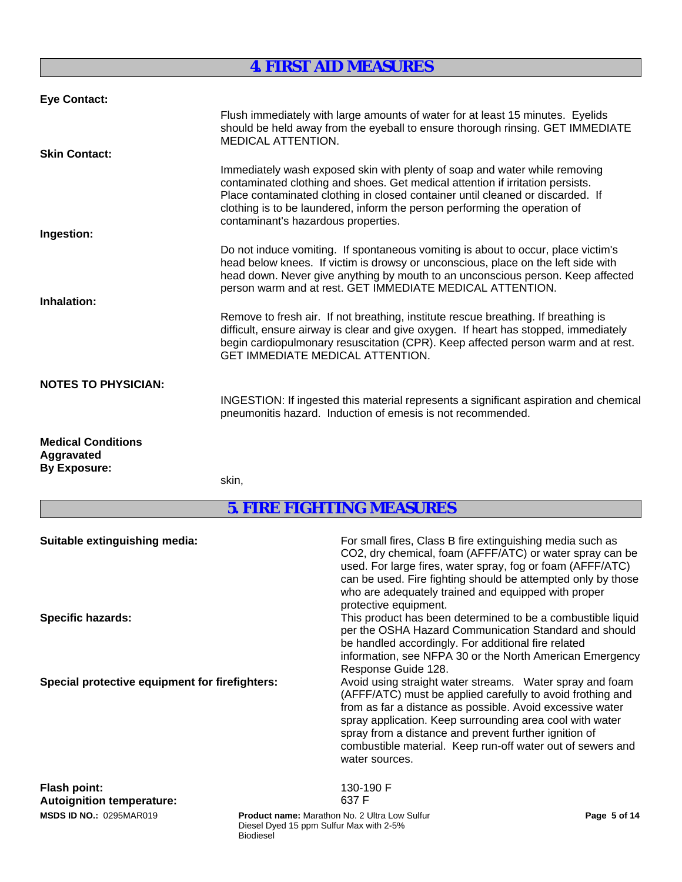# 4. FIRST AID MEASURES

**Eye Contact:**

Flush immediately with large amounts of water for at least 15 minutes. Eyelids should be held away from the eyeball to ensure thorough rinsing. GET IMMEDIATE MEDICAL ATTENTION.

**Skin Contact:**

Immediately wash exposed skin with plenty of soap and water while removing contaminated clothing and shoes. Get medical attention if irritation persists. Place contaminated clothing in closed container until cleaned or discarded. If clothing is to be laundered, inform the person performing the operation of contaminant's hazardous properties.

**Ingestion:**

Do not induce vomiting. If spontaneous vomiting is about to occur, place victim's head below knees. If victim is drowsy or unconscious, place on the left side with head down. Never give anything by mouth to an unconscious person. Keep affected person warm and at rest. GET IMMEDIATE MEDICAL ATTENTION.

**Inhalation:**

Remove to fresh air. If not breathing, institute rescue breathing. If breathing is difficult, ensure airway is clear and give oxygen. If heart has stopped, immediately begin cardiopulmonary resuscitation (CPR). Keep affected person warm and at rest. GET IMMEDIATE MEDICAL ATTENTION.

**NOTES TO PHYSICIAN:**

INGESTION: If ingested this material represents a significant aspiration and chemical pneumonitis hazard. Induction of emesis is not recommended.

**Medical Conditions Aggravated By Exposure:**

skin,

# 5. FIRE FIGHTING MEASURES

**Suitable extinguishing media:** For small fires, Class B fire extinguishing media such as $CO_2$, dry chemical, foam (AFFF/ATC) or water spray can be used. For large fires, water spray, fog or foam (AFFF/ATC) can be used. Fire fighting should be attempted only by those who are adequately trained and equipped with proper protective equipment.

**Specific hazards:** This product has been determined to be a combustible liquid per the OSHA Hazard Communication Standard and should be handled accordingly. For additional fire related information, see NFPA 30 or the North American Emergency Response Guide 128.

**Special protective equipment for firefighters:** Avoid using straight water streams. Water spray and foam (AFFF/ATC) must be applied carefully to avoid frothing and from as far a distance as possible. Avoid excessive water spray application. Keep surrounding area cool with water spray from a distance and prevent further ignition of combustible material. Keep run-off water out of sewers and water sources.

**Flash point:** 130-190 F

**Autoignition temperature:** 637 F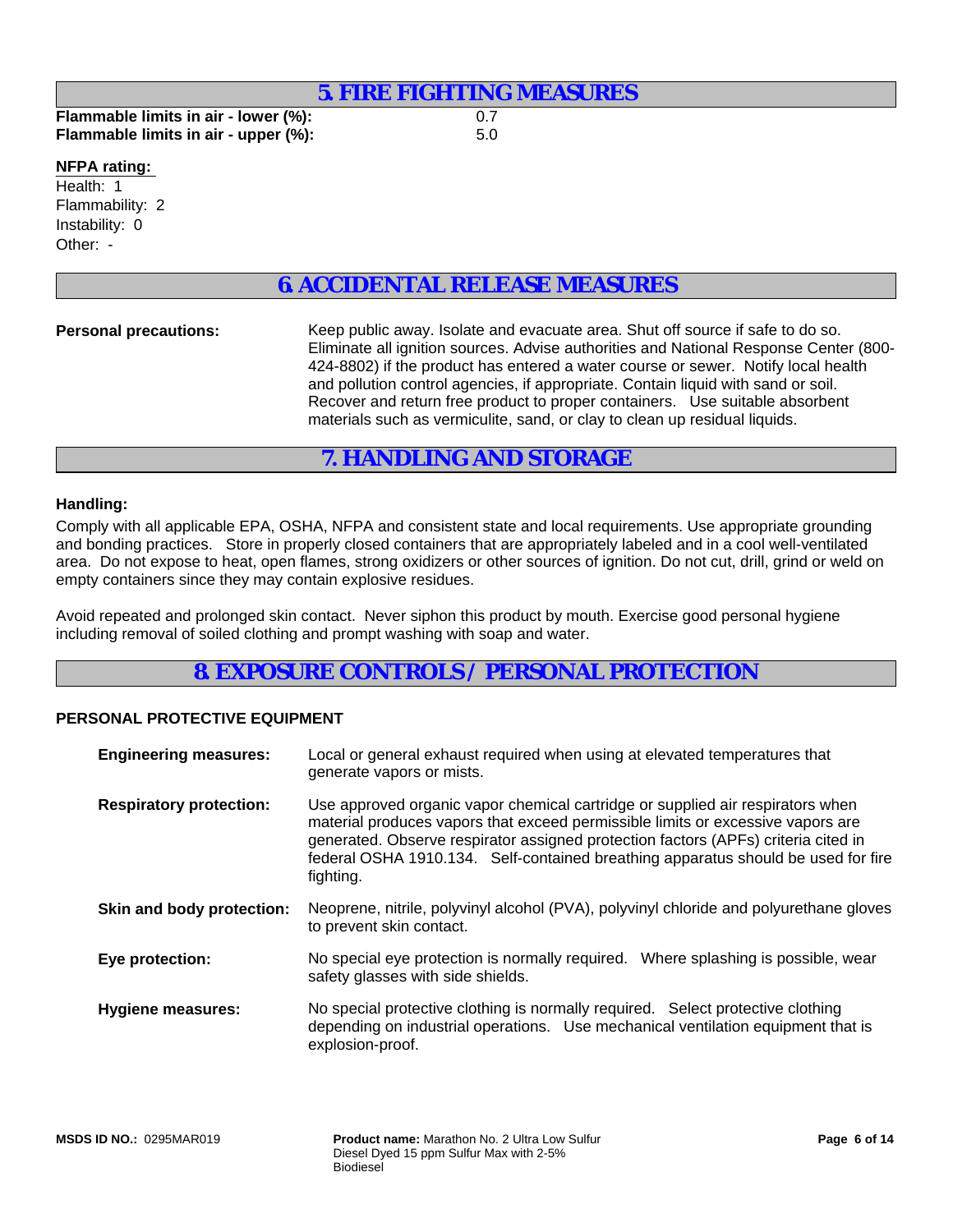## 5. FIRE FIGHTING MEASURES

**Flammable limits in air - lower (%):** 0.7
**Flammable limits in air - upper (%):** 5.0

**NFPA rating:**

Health: 1
Flammability: 2
Instability: 0
Other: -

## 6. ACCIDENTAL RELEASE MEASURES

**Personal precautions:** Keep public away. Isolate and evacuate area. Shut off source if safe to do so. Eliminate all ignition sources. Advise authorities and National Response Center (800-424-8802) if the product has entered a water course or sewer. Notify local health and pollution control agencies, if appropriate. Contain liquid with sand or soil. Recover and return free product to proper containers. Use suitable absorbent materials such as vermiculite, sand, or clay to clean up residual liquids.

## 7. HANDLING AND STORAGE

**Handling:**

Comply with all applicable EPA, OSHA, NFPA and consistent state and local requirements. Use appropriate grounding and bonding practices. Store in properly closed containers that are appropriately labeled and in a cool well-ventilated area. Do not expose to heat, open flames, strong oxidizers or other sources of ignition. Do not cut, drill, grind or weld on empty containers since they may contain explosive residues.

Avoid repeated and prolonged skin contact. Never siphon this product by mouth. Exercise good personal hygiene including removal of soiled clothing and prompt washing with soap and water.

## 8. EXPOSURE CONTROLS / PERSONAL PROTECTION

**PERSONAL PROTECTIVE EQUIPMENT**

**Engineering measures:** Local or general exhaust required when using at elevated temperatures that generate vapors or mists.

**Respiratory protection:** Use approved organic vapor chemical cartridge or supplied air respirators when material produces vapors that exceed permissible limits or excessive vapors are generated. Observe respirator assigned protection factors (APFs) criteria cited in federal OSHA 1910.134. Self-contained breathing apparatus should be used for fire fighting.

**Skin and body protection:** Neoprene, nitrile, polyvinyl alcohol (PVA), polyvinyl chloride and polyurethane gloves to prevent skin contact.

**Eye protection:** No special eye protection is normally required. Where splashing is possible, wear safety glasses with side shields.

**Hygiene measures:** No special protective clothing is normally required. Select protective clothing depending on industrial operations. Use mechanical ventilation equipment that is explosion-proof.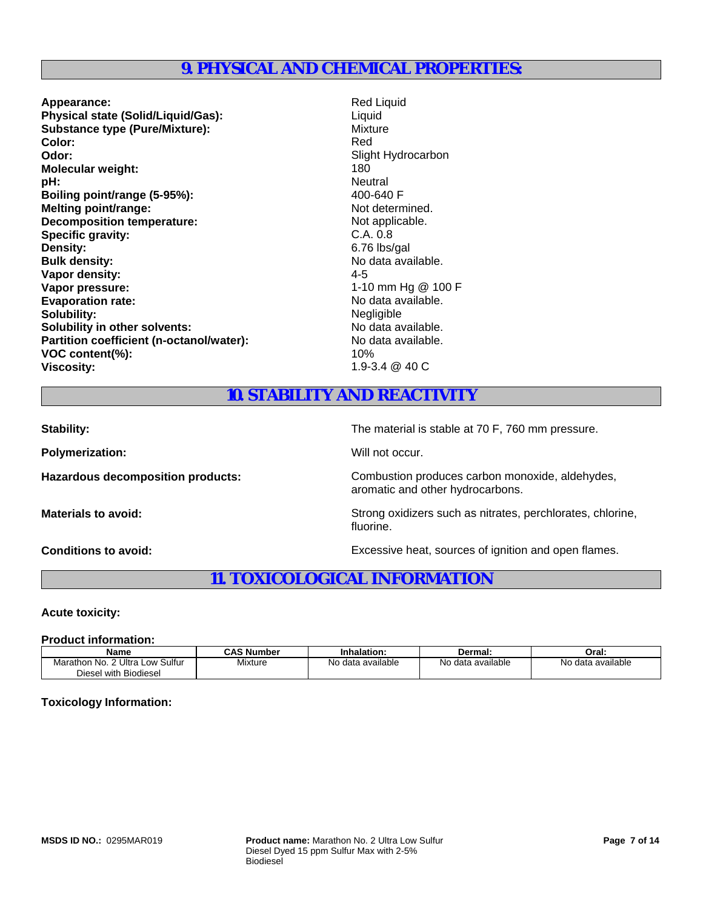## 9. PHYSICAL AND CHEMICAL PROPERTIES:

**Appearance:** Red Liquid
**Physical state (Solid/Liquid/Gas):** Liquid
**Substance type (Pure/Mixture):** Mixture
**Color:** Red
**Odor:** Slight Hydrocarbon
**Molecular weight:** 180
**pH:** Neutral
**Boiling point/range (5-95%):** 400-640 F
**Melting point/range:** Not determined.
**Decomposition temperature:** Not applicable.
**Specific gravity:** C.A. 0.8
**Density:** 6.76 lbs/gal
**Bulk density:** No data available.
**Vapor density:** 4-5
**Vapor pressure:** 1-10 mm Hg @ 100 F
**Evaporation rate:** No data available.
**Solubility:** Negligible
**Solubility in other solvents:** No data available.
**Partition coefficient (n-octanol/water):** No data available.
**VOC content(%):** 10%
**Viscosity:** 1.9-3.4 @ 40 C

## 10. STABILITY AND REACTIVITY

**Stability:** The material is stable at 70 F, 760 mm pressure.

**Polymerization:** Will not occur.

**Hazardous decomposition products:** Combustion produces carbon monoxide, aldehydes, aromatic and other hydrocarbons.

**Materials to avoid:** Strong oxidizers such as nitrates, perchlorates, chlorine, fluorine.

**Conditions to avoid:** Excessive heat, sources of ignition and open flames.

## 11. TOXICOLOGICAL INFORMATION

**Acute toxicity:**

**Product information:**

| Name | CAS Number | Inhalation: | Dermal: | Oral: |
|---|---|---|---|---|
| Marathon No. 2 Ultra Low Sulfur Diesel with Biodiesel | Mixture | No data available | No data available | No data available |

**Toxicology Information:**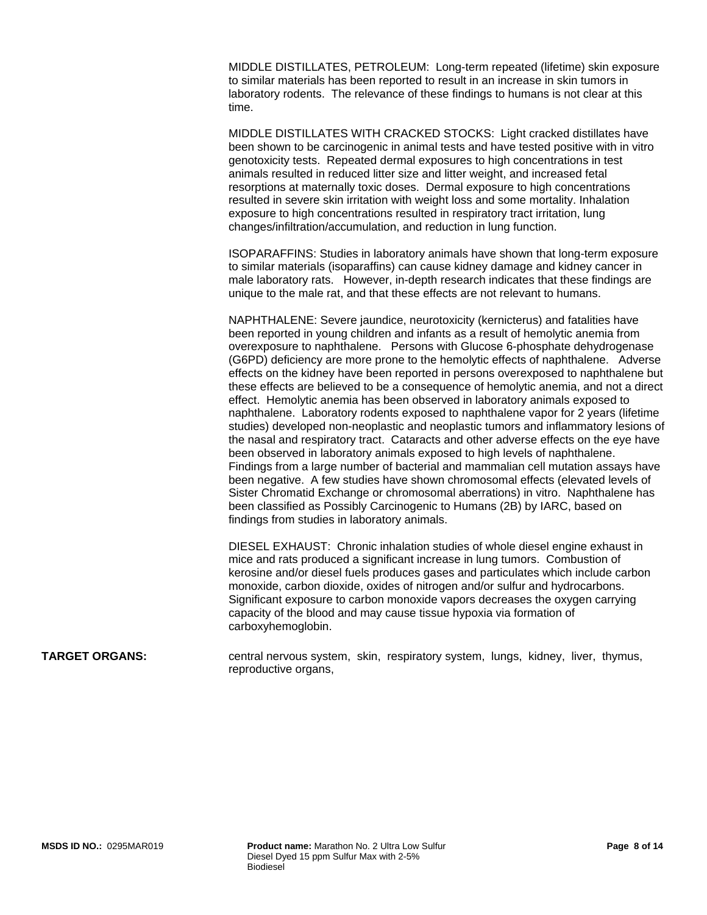MIDDLE DISTILLATES, PETROLEUM: Long-term repeated (lifetime) skin exposure to similar materials has been reported to result in an increase in skin tumors in laboratory rodents. The relevance of these findings to humans is not clear at this time.

MIDDLE DISTILLATES WITH CRACKED STOCKS: Light cracked distillates have been shown to be carcinogenic in animal tests and have tested positive with in vitro genotoxicity tests. Repeated dermal exposures to high concentrations in test animals resulted in reduced litter size and litter weight, and increased fetal resorptions at maternally toxic doses. Dermal exposure to high concentrations resulted in severe skin irritation with weight loss and some mortality. Inhalation exposure to high concentrations resulted in respiratory tract irritation, lung changes/infiltration/accumulation, and reduction in lung function.

ISOPARAFFINS: Studies in laboratory animals have shown that long-term exposure to similar materials (isoparaffins) can cause kidney damage and kidney cancer in male laboratory rats. However, in-depth research indicates that these findings are unique to the male rat, and that these effects are not relevant to humans.

NAPHTHALENE: Severe jaundice, neurotoxicity (kernicterus) and fatalities have been reported in young children and infants as a result of hemolytic anemia from overexposure to naphthalene. Persons with Glucose 6-phosphate dehydrogenase (G6PD) deficiency are more prone to the hemolytic effects of naphthalene. Adverse effects on the kidney have been reported in persons overexposed to naphthalene but these effects are believed to be a consequence of hemolytic anemia, and not a direct effect. Hemolytic anemia has been observed in laboratory animals exposed to naphthalene. Laboratory rodents exposed to naphthalene vapor for 2 years (lifetime studies) developed non-neoplastic and neoplastic tumors and inflammatory lesions of the nasal and respiratory tract. Cataracts and other adverse effects on the eye have been observed in laboratory animals exposed to high levels of naphthalene. Findings from a large number of bacterial and mammalian cell mutation assays have been negative. A few studies have shown chromosomal effects (elevated levels of Sister Chromatid Exchange or chromosomal aberrations) in vitro. Naphthalene has been classified as Possibly Carcinogenic to Humans (2B) by IARC, based on findings from studies in laboratory animals.

DIESEL EXHAUST: Chronic inhalation studies of whole diesel engine exhaust in mice and rats produced a significant increase in lung tumors. Combustion of kerosine and/or diesel fuels produces gases and particulates which include carbon monoxide, carbon dioxide, oxides of nitrogen and/or sulfur and hydrocarbons. Significant exposure to carbon monoxide vapors decreases the oxygen carrying capacity of the blood and may cause tissue hypoxia via formation of carboxyhemoglobin.

**TARGET ORGANS:** central nervous system, skin, respiratory system, lungs, kidney, liver, thymus, reproductive organs,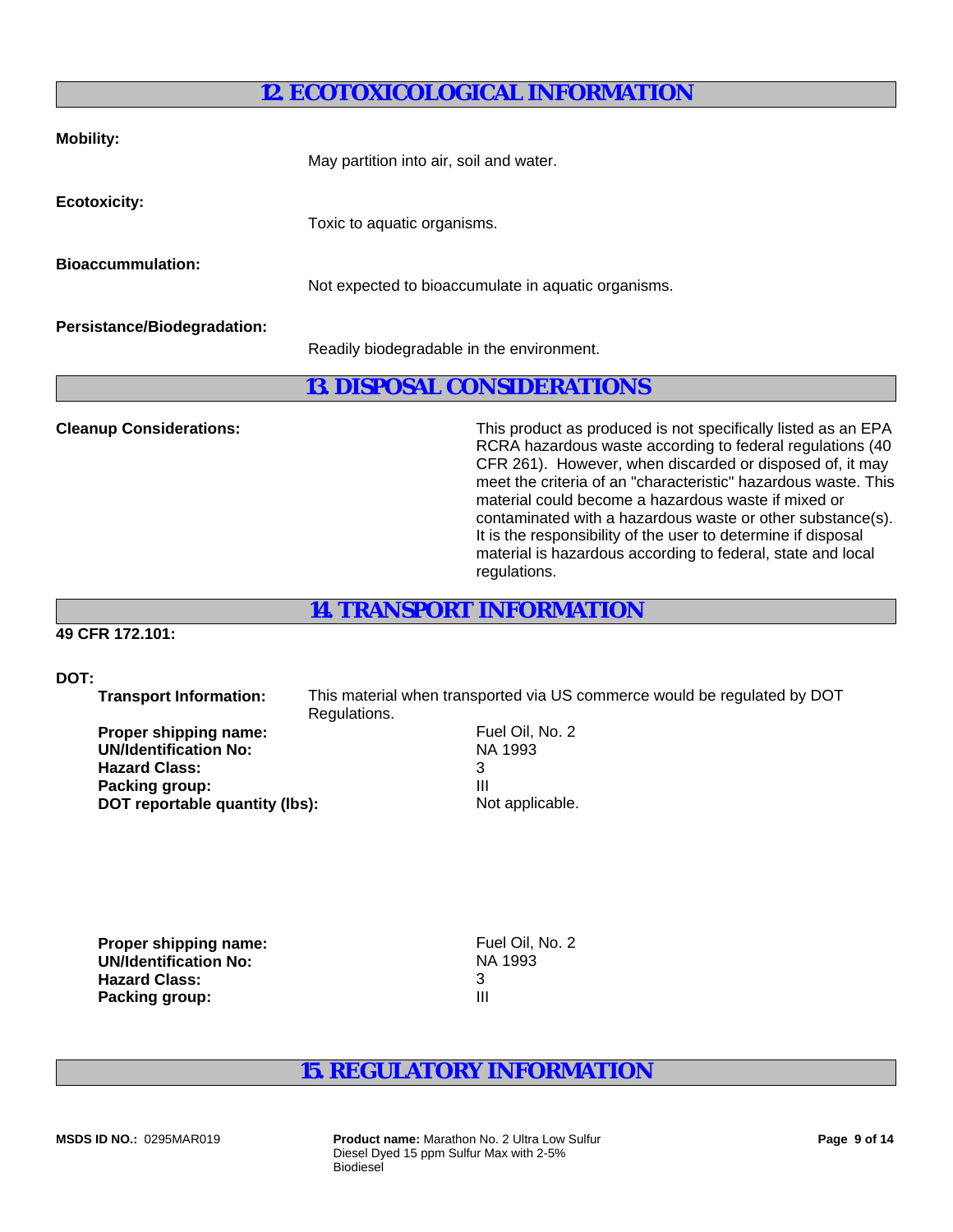## 12. ECOTOXICOLOGICAL INFORMATION

**Mobility:**

May partition into air, soil and water.

**Ecotoxicity:**

Toxic to aquatic organisms.

**Bioaccummulation:**

Not expected to bioaccumulate in aquatic organisms.

**Persistance/Biodegradation:**

Readily biodegradable in the environment.

## 13. DISPOSAL CONSIDERATIONS

**Cleanup Considerations:**

This product as produced is not specifically listed as an EPA RCRA hazardous waste according to federal regulations (40 CFR 261). However, when discarded or disposed of, it may meet the criteria of an "characteristic" hazardous waste. This material could become a hazardous waste if mixed or contaminated with a hazardous waste or other substance(s). It is the responsibility of the user to determine if disposal material is hazardous according to federal, state and local regulations.

## 14. TRANSPORT INFORMATION

**49 CFR 172.101:**

**DOT:**

**Transport Information:** This material when transported via US commerce would be regulated by DOT Regulations.

**Proper shipping name:** Fuel Oil, No. 2
**UN/Identification No:** NA 1993
**Hazard Class:** 3
**Packing group:** III
**DOT reportable quantity (lbs):** Not applicable.

**Proper shipping name:** Fuel Oil, No. 2
**UN/Identification No:** NA 1993
**Hazard Class:** 3
**Packing group:** III

## 15. REGULATORY INFORMATION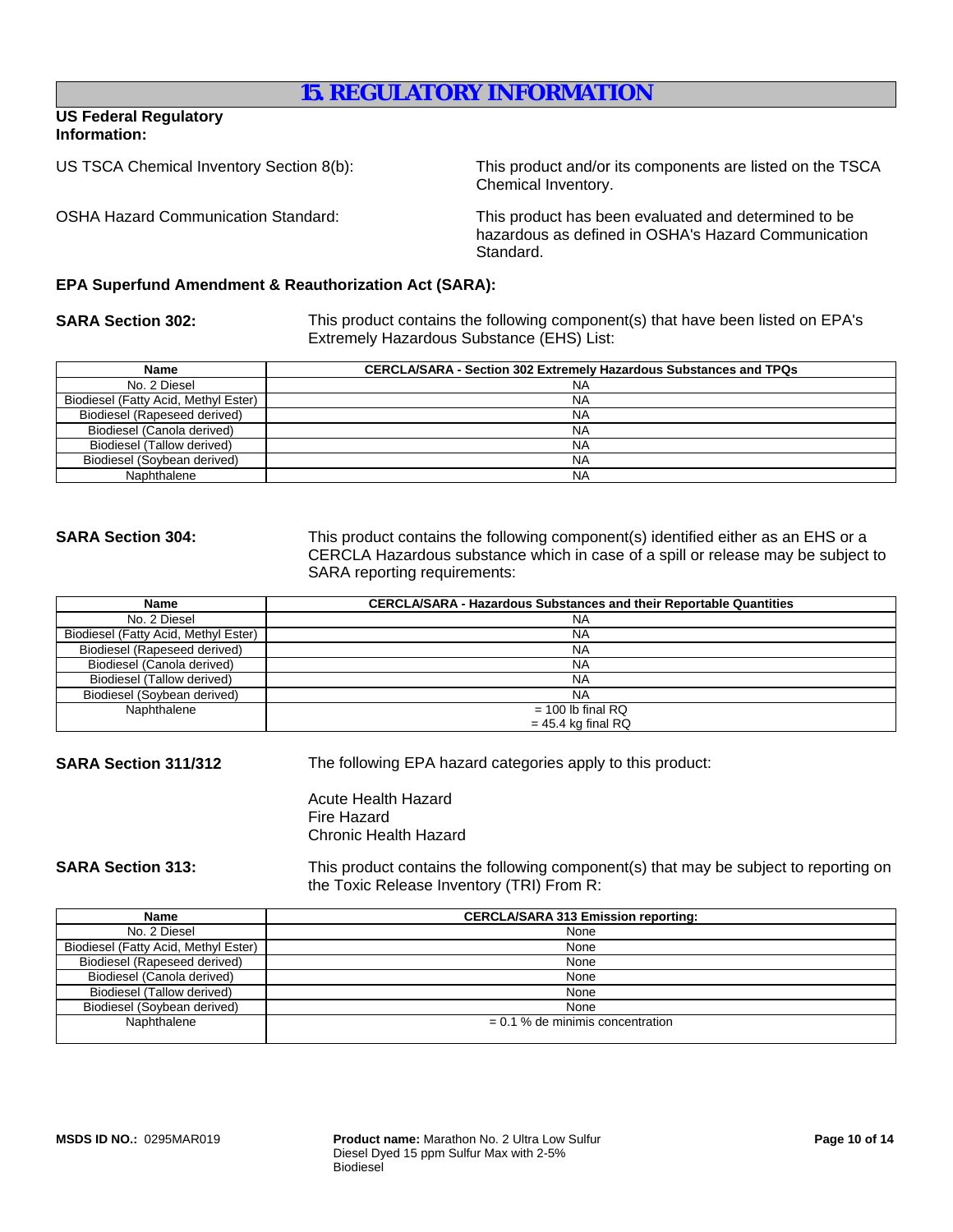# 15. REGULATORY INFORMATION

**US Federal Regulatory Information:**

US TSCA Chemical Inventory Section 8(b): This product and/or its components are listed on the TSCA Chemical Inventory.

OSHA Hazard Communication Standard: This product has been evaluated and determined to be hazardous as defined in OSHA's Hazard Communication Standard.

**EPA Superfund Amendment & Reauthorization Act (SARA):**

**SARA Section 302:** This product contains the following component(s) that have been listed on EPA's Extremely Hazardous Substance (EHS) List:

| Name | CERCLA/SARA - Section 302 Extremely Hazardous Substances and TPQs |
|---|---|
| No. 2 Diesel | NA |
| Biodiesel (Fatty Acid, Methyl Ester) | NA |
| Biodiesel (Rapeseed derived) | NA |
| Biodiesel (Canola derived) | NA |
| Biodiesel (Tallow derived) | NA |
| Biodiesel (Soybean derived) | NA |
| Naphthalene | NA |

**SARA Section 304:** This product contains the following component(s) identified either as an EHS or a CERCLA Hazardous substance which in case of a spill or release may be subject to SARA reporting requirements:

| Name | CERCLA/SARA - Hazardous Substances and their Reportable Quantities |
|---|---|
| No. 2 Diesel | NA |
| Biodiesel (Fatty Acid, Methyl Ester) | NA |
| Biodiesel (Rapeseed derived) | NA |
| Biodiesel (Canola derived) | NA |
| Biodiesel (Tallow derived) | NA |
| Biodiesel (Soybean derived) | NA |
| Naphthalene | = 100 lb final RQ<br>= 45.4 kg final RQ |

**SARA Section 311/312** The following EPA hazard categories apply to this product:

Acute Health Hazard
Fire Hazard
Chronic Health Hazard

**SARA Section 313:** This product contains the following component(s) that may be subject to reporting on the Toxic Release Inventory (TRI) From R:

| Name | CERCLA/SARA 313 Emission reporting: |
|---|---|
| No. 2 Diesel | None |
| Biodiesel (Fatty Acid, Methyl Ester) | None |
| Biodiesel (Rapeseed derived) | None |
| Biodiesel (Canola derived) | None |
| Biodiesel (Tallow derived) | None |
| Biodiesel (Soybean derived) | None |
| Naphthalene | = 0.1 % de minimis concentration |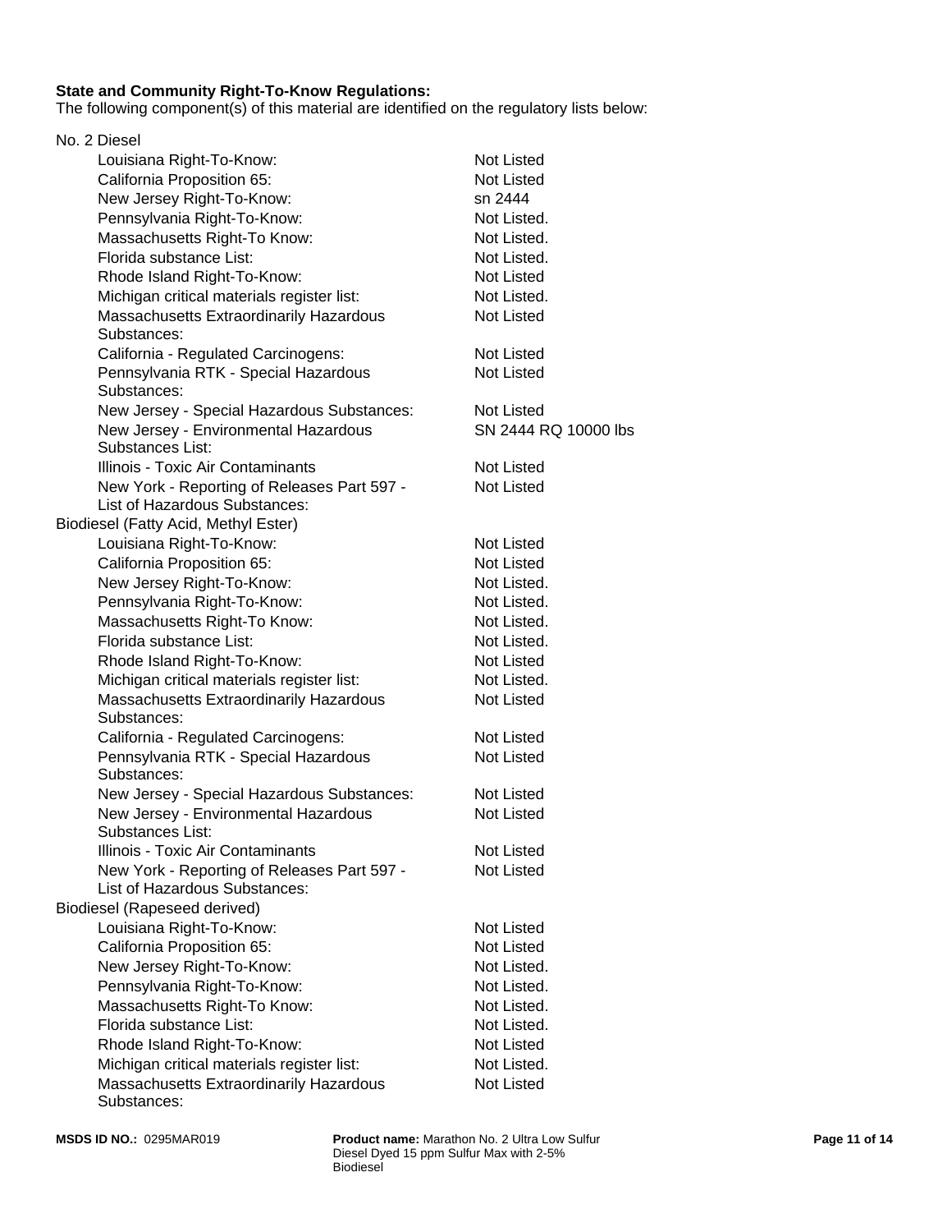**State and Community Right-To-Know Regulations:**
The following component(s) of this material are identified on the regulatory lists below:

No. 2 Diesel

| | |
|---|---|
| Louisiana Right-To-Know: | Not Listed |
| California Proposition 65: | Not Listed |
| New Jersey Right-To-Know: | sn 2444 |
| Pennsylvania Right-To-Know: | Not Listed. |
| Massachusetts Right-To Know: | Not Listed. |
| Florida substance List: | Not Listed. |
| Rhode Island Right-To-Know: | Not Listed |
| Michigan critical materials register list: | Not Listed. |
| Massachusetts Extraordinarily Hazardous Substances: | Not Listed |
| California - Regulated Carcinogens: | Not Listed |
| Pennsylvania RTK - Special Hazardous Substances: | Not Listed |
| New Jersey - Special Hazardous Substances: | Not Listed |
| New Jersey - Environmental Hazardous Substances List: | SN 2444 RQ 10000 lbs |
| Illinois - Toxic Air Contaminants | Not Listed |
| New York - Reporting of Releases Part 597 - List of Hazardous Substances: | Not Listed |

Biodiesel (Fatty Acid, Methyl Ester)

| | |
|---|---|
| Louisiana Right-To-Know: | Not Listed |
| California Proposition 65: | Not Listed |
| New Jersey Right-To-Know: | Not Listed. |
| Pennsylvania Right-To-Know: | Not Listed. |
| Massachusetts Right-To Know: | Not Listed. |
| Florida substance List: | Not Listed. |
| Rhode Island Right-To-Know: | Not Listed |
| Michigan critical materials register list: | Not Listed. |
| Massachusetts Extraordinarily Hazardous Substances: | Not Listed |
| California - Regulated Carcinogens: | Not Listed |
| Pennsylvania RTK - Special Hazardous Substances: | Not Listed |
| New Jersey - Special Hazardous Substances: | Not Listed |
| New Jersey - Environmental Hazardous Substances List: | Not Listed |
| Illinois - Toxic Air Contaminants | Not Listed |
| New York - Reporting of Releases Part 597 - List of Hazardous Substances: | Not Listed |

Biodiesel (Rapeseed derived)

| | |
|---|---|
| Louisiana Right-To-Know: | Not Listed |
| California Proposition 65: | Not Listed |
| New Jersey Right-To-Know: | Not Listed. |
| Pennsylvania Right-To-Know: | Not Listed. |
| Massachusetts Right-To Know: | Not Listed. |
| Florida substance List: | Not Listed. |
| Rhode Island Right-To-Know: | Not Listed |
| Michigan critical materials register list: | Not Listed. |
| Massachusetts Extraordinarily Hazardous Substances: | Not Listed |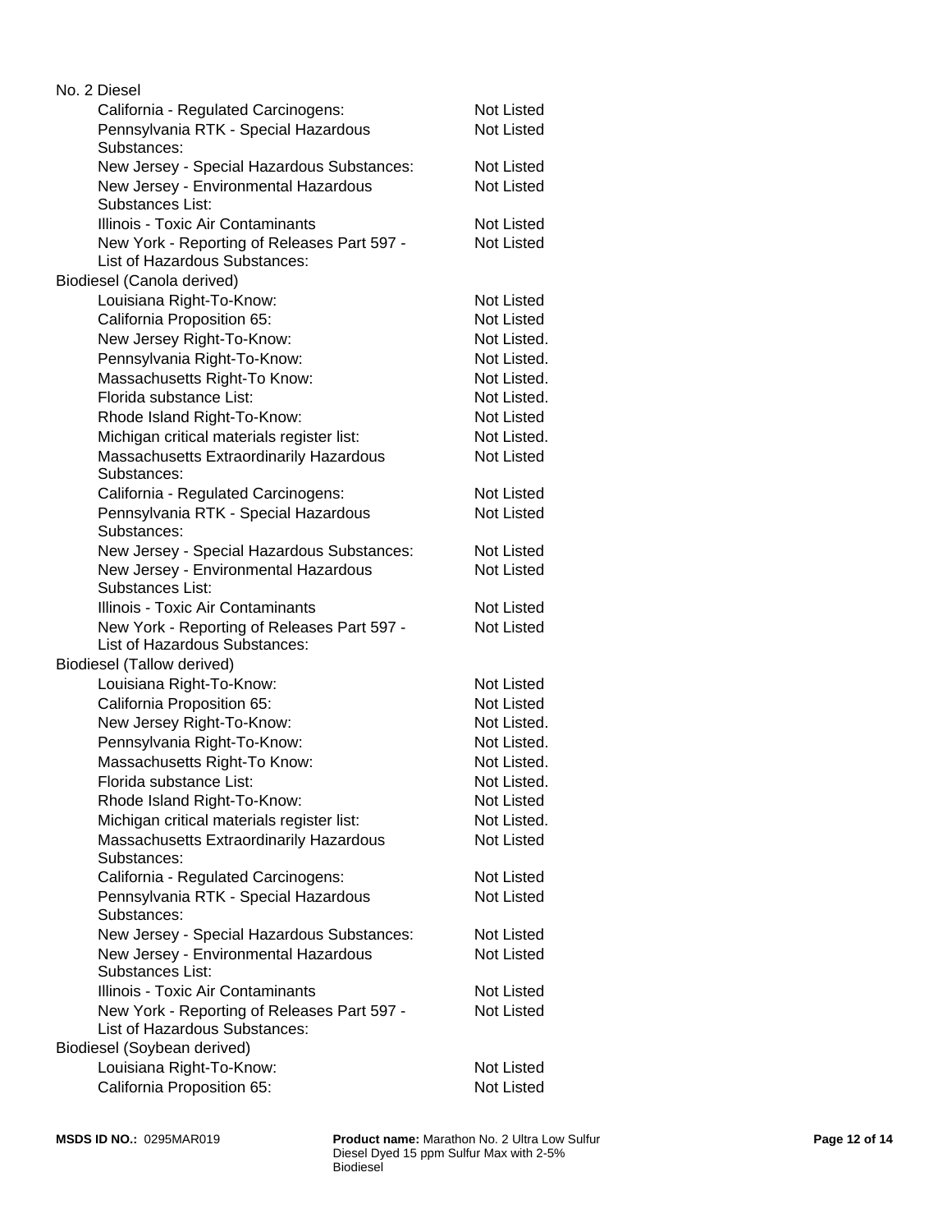No. 2 Diesel

| | |
|---|---|
| California - Regulated Carcinogens: | Not Listed |
| Pennsylvania RTK - Special Hazardous Substances: | Not Listed |
| New Jersey - Special Hazardous Substances: | Not Listed |
| New Jersey - Environmental Hazardous Substances List: | Not Listed |
| Illinois - Toxic Air Contaminants | Not Listed |
| New York - Reporting of Releases Part 597 - List of Hazardous Substances: | Not Listed |

Biodiesel (Canola derived)

| | |
|---|---|
| Louisiana Right-To-Know: | Not Listed |
| California Proposition 65: | Not Listed |
| New Jersey Right-To-Know: | Not Listed. |
| Pennsylvania Right-To-Know: | Not Listed. |
| Massachusetts Right-To Know: | Not Listed. |
| Florida substance List: | Not Listed. |
| Rhode Island Right-To-Know: | Not Listed |
| Michigan critical materials register list: | Not Listed. |
| Massachusetts Extraordinarily Hazardous Substances: | Not Listed |
| California - Regulated Carcinogens: | Not Listed |
| Pennsylvania RTK - Special Hazardous Substances: | Not Listed |
| New Jersey - Special Hazardous Substances: | Not Listed |
| New Jersey - Environmental Hazardous Substances List: | Not Listed |
| Illinois - Toxic Air Contaminants | Not Listed |
| New York - Reporting of Releases Part 597 - List of Hazardous Substances: | Not Listed |

Biodiesel (Tallow derived)

| | |
|---|---|
| Louisiana Right-To-Know: | Not Listed |
| California Proposition 65: | Not Listed |
| New Jersey Right-To-Know: | Not Listed. |
| Pennsylvania Right-To-Know: | Not Listed. |
| Massachusetts Right-To Know: | Not Listed. |
| Florida substance List: | Not Listed. |
| Rhode Island Right-To-Know: | Not Listed |
| Michigan critical materials register list: | Not Listed. |
| Massachusetts Extraordinarily Hazardous Substances: | Not Listed |
| California - Regulated Carcinogens: | Not Listed |
| Pennsylvania RTK - Special Hazardous Substances: | Not Listed |
| New Jersey - Special Hazardous Substances: | Not Listed |
| New Jersey - Environmental Hazardous Substances List: | Not Listed |
| Illinois - Toxic Air Contaminants | Not Listed |
| New York - Reporting of Releases Part 597 - List of Hazardous Substances: | Not Listed |

Biodiesel (Soybean derived)

| | |
|---|---|
| Louisiana Right-To-Know: | Not Listed |
| California Proposition 65: | Not Listed |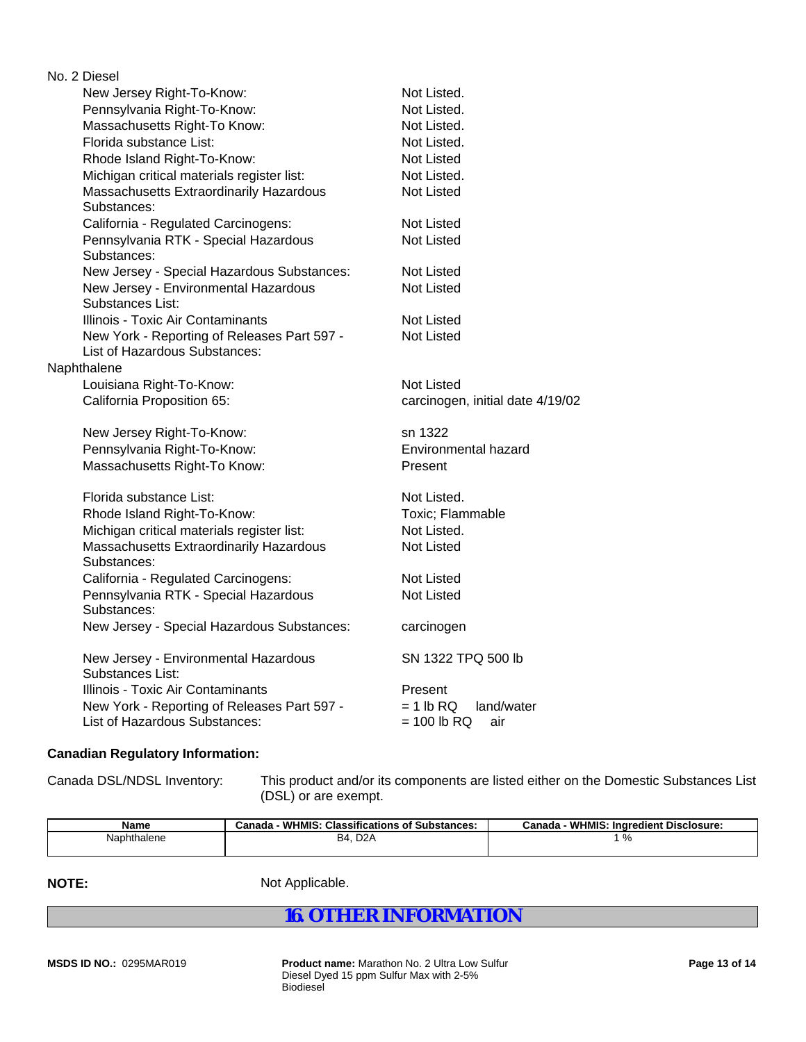No. 2 Diesel

| | |
|---|---|
| New Jersey Right-To-Know: | Not Listed. |
| Pennsylvania Right-To-Know: | Not Listed. |
| Massachusetts Right-To Know: | Not Listed. |
| Florida substance List: | Not Listed. |
| Rhode Island Right-To-Know: | Not Listed |
| Michigan critical materials register list: | Not Listed. |
| Massachusetts Extraordinarily Hazardous Substances: | Not Listed |
| California - Regulated Carcinogens: | Not Listed |
| Pennsylvania RTK - Special Hazardous Substances: | Not Listed |
| New Jersey - Special Hazardous Substances: | Not Listed |
| New Jersey - Environmental Hazardous Substances List: | Not Listed |
| Illinois - Toxic Air Contaminants | Not Listed |
| New York - Reporting of Releases Part 597 - List of Hazardous Substances: | Not Listed |

Naphthalene

| | |
|---|---|
| Louisiana Right-To-Know: | Not Listed |
| California Proposition 65: | carcinogen, initial date 4/19/02 |
| New Jersey Right-To-Know: | sn 1322 |
| Pennsylvania Right-To-Know: | Environmental hazard |
| Massachusetts Right-To Know: | Present |
| Florida substance List: | Not Listed. |
| Rhode Island Right-To-Know: | Toxic; Flammable |
| Michigan critical materials register list: | Not Listed. |
| Massachusetts Extraordinarily Hazardous Substances: | Not Listed |
| California - Regulated Carcinogens: | Not Listed |
| Pennsylvania RTK - Special Hazardous Substances: | Not Listed |
| New Jersey - Special Hazardous Substances: | carcinogen |
| New Jersey - Environmental Hazardous Substances List: | SN 1322 TPQ 500 lb |
| Illinois - Toxic Air Contaminants | Present |
| New York - Reporting of Releases Part 597 - List of Hazardous Substances: | = 1 lb RQ land/water<br>= 100 lb RQ air |

**Canadian Regulatory Information:**

Canada DSL/NDSL Inventory: This product and/or its components are listed either on the Domestic Substances List (DSL) or are exempt.

| Name | Canada - WHMIS: Classifications of Substances: | Canada - WHMIS: Ingredient Disclosure: |
|---|---|---|
| Naphthalene | B4, D2A | 1 % |

**NOTE:** Not Applicable.

## 16. OTHER INFORMATION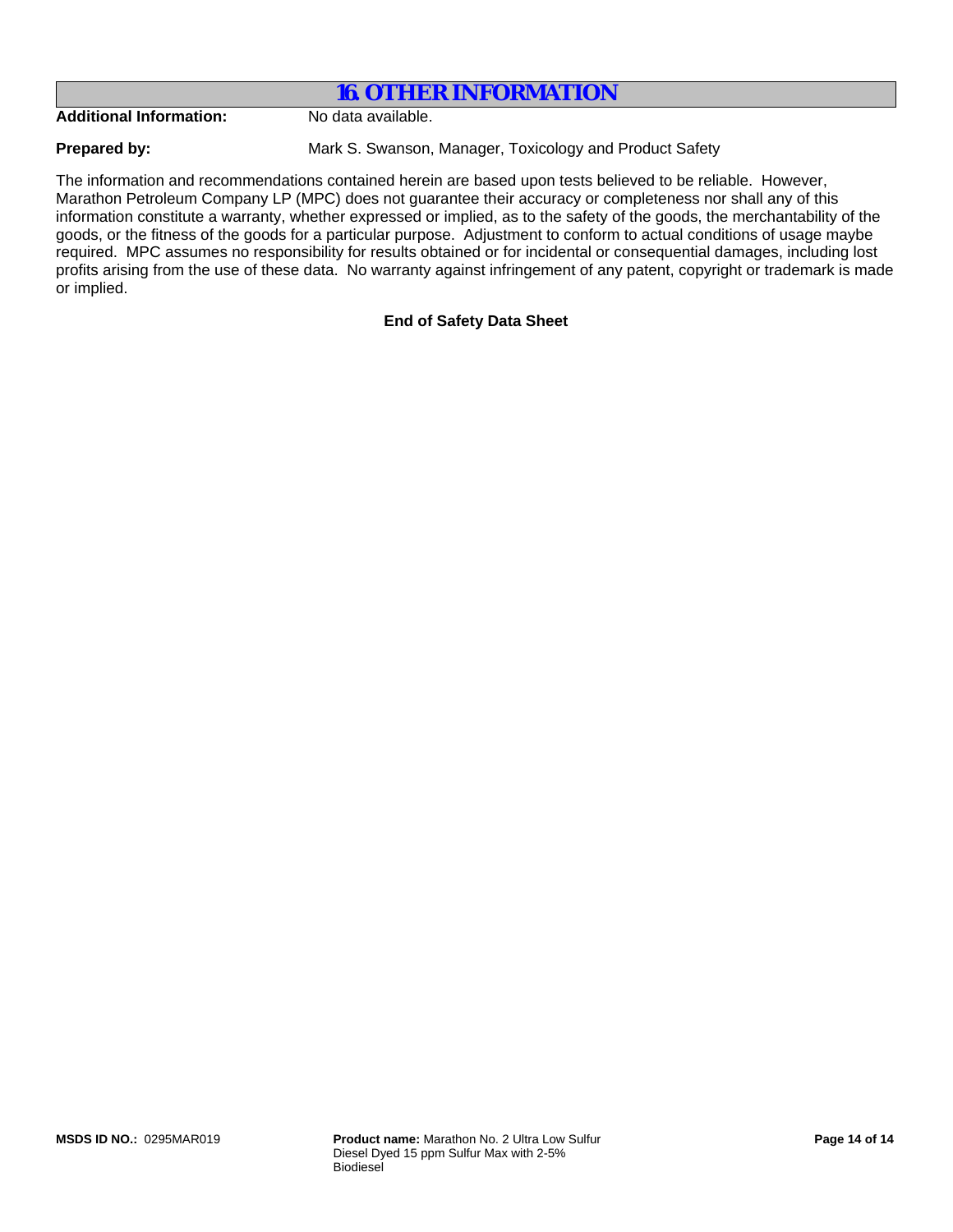## 16. OTHER INFORMATION

**Additional Information:** No data available.

**Prepared by:** Mark S. Swanson, Manager, Toxicology and Product Safety

The information and recommendations contained herein are based upon tests believed to be reliable. However, Marathon Petroleum Company LP (MPC) does not guarantee their accuracy or completeness nor shall any of this information constitute a warranty, whether expressed or implied, as to the safety of the goods, the merchantability of the goods, or the fitness of the goods for a particular purpose. Adjustment to conform to actual conditions of usage maybe required. MPC assumes no responsibility for results obtained or for incidental or consequential damages, including lost profits arising from the use of these data. No warranty against infringement of any patent, copyright or trademark is made or implied.

**End of Safety Data Sheet**